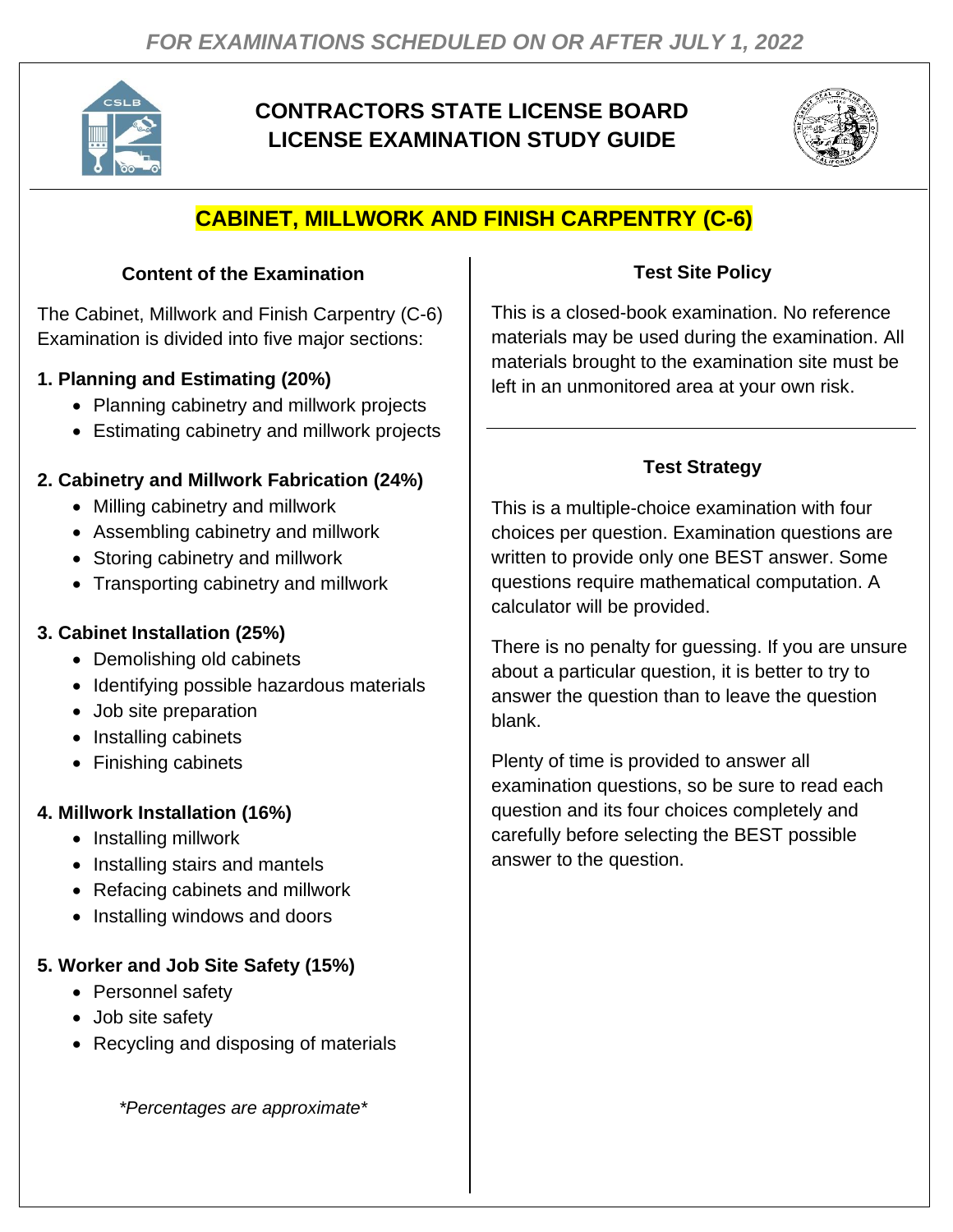*FOR EXAMINATIONS SCHEDULED ON OR AFTER JULY 1, 2022*

# CONTRACTORS STATE LICENSE BOARD LICENSE EXAMINATION STUDY GUIDE

## CABINET, MILLWORK AND FINISH CARPENTRY (C-6)

### Content of the Examination

The Cabinet, Millwork and Finish Carpentry (C-6) Examination is divided into five major sections:

**1. Planning and Estimating (20%)**

- Planning cabinetry and millwork projects
- Estimating cabinetry and millwork projects

**2. Cabinetry and Millwork Fabrication (24%)**

- Milling cabinetry and millwork
- Assembling cabinetry and millwork
- Storing cabinetry and millwork
- Transporting cabinetry and millwork

**3. Cabinet Installation (25%)**

- Demolishing old cabinets
- Identifying possible hazardous materials
- Job site preparation
- Installing cabinets
- Finishing cabinets

**4. Millwork Installation (16%)**

- Installing millwork
- Installing stairs and mantels
- Refacing cabinets and millwork
- Installing windows and doors

**5. Worker and Job Site Safety (15%)**

- Personnel safety
- Job site safety
- Recycling and disposing of materials

*\*Percentages are approximate\**

### Test Site Policy

This is a closed-book examination. No reference materials may be used during the examination. All materials brought to the examination site must be left in an unmonitored area at your own risk.

### Test Strategy

This is a multiple-choice examination with four choices per question. Examination questions are written to provide only one BEST answer. Some questions require mathematical computation. A calculator will be provided.

There is no penalty for guessing. If you are unsure about a particular question, it is better to try to answer the question than to leave the question blank.

Plenty of time is provided to answer all examination questions, so be sure to read each question and its four choices completely and carefully before selecting the BEST possible answer to the question.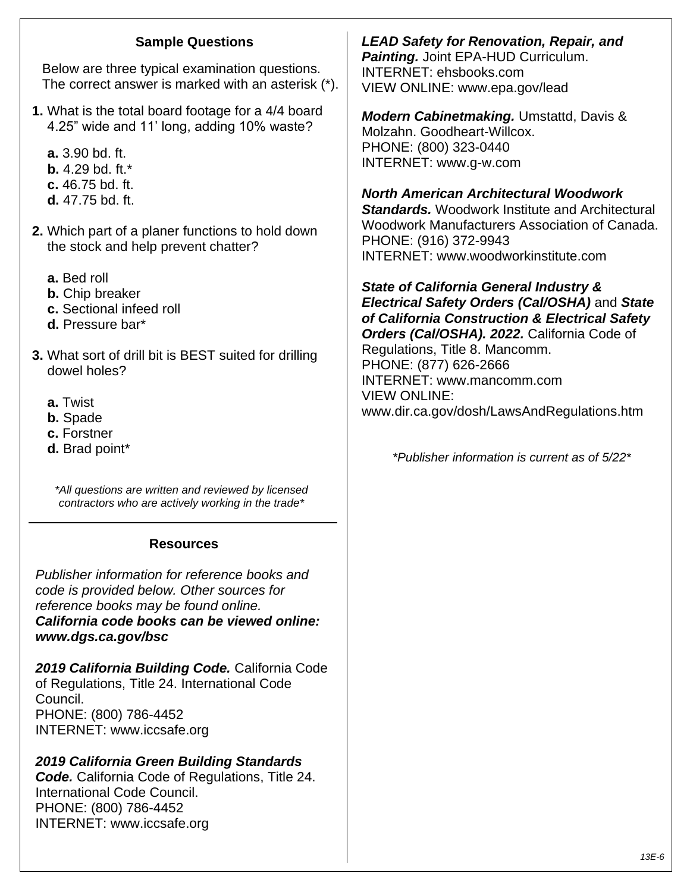## Sample Questions

Below are three typical examination questions. The correct answer is marked with an asterisk (*).

**1.** What is the total board footage for a 4/4 board 4.25" wide and 11' long, adding 10% waste?

**a.** 3.90 bd. ft.
**b.** 4.29 bd. ft.*
**c.** 46.75 bd. ft.
**d.** 47.75 bd. ft.

**2.** Which part of a planer functions to hold down the stock and help prevent chatter?

**a.** Bed roll
**b.** Chip breaker
**c.** Sectional infeed roll
**d.** Pressure bar*

**3.** What sort of drill bit is BEST suited for drilling dowel holes?

**a.** Twist
**b.** Spade
**c.** Forstner
**d.** Brad point*

*\*All questions are written and reviewed by licensed contractors who are actively working in the trade\**

---

## Resources

*Publisher information for reference books and code is provided below. Other sources for reference books may be found online.*
***California code books can be viewed online: www.dgs.ca.gov/bsc***

***2019 California Building Code.*** California Code of Regulations, Title 24. International Code Council.
PHONE: (800) 786-4452
INTERNET: www.iccsafe.org

***2019 California Green Building Standards Code.*** California Code of Regulations, Title 24. International Code Council.
PHONE: (800) 786-4452
INTERNET: www.iccsafe.org

***LEAD Safety for Renovation, Repair, and Painting.*** Joint EPA-HUD Curriculum.
INTERNET: ehsbooks.com
VIEW ONLINE: www.epa.gov/lead

***Modern Cabinetmaking.*** Umstattd, Davis & Molzahn. Goodheart-Willcox.
PHONE: (800) 323-0440
INTERNET: www.g-w.com

***North American Architectural Woodwork Standards.*** Woodwork Institute and Architectural Woodwork Manufacturers Association of Canada.
PHONE: (916) 372-9943
INTERNET: www.woodworkinstitute.com

***State of California General Industry & Electrical Safety Orders (Cal/OSHA)*** and ***State of California Construction & Electrical Safety Orders (Cal/OSHA). 2022.*** California Code of Regulations, Title 8. Mancomm.
PHONE: (877) 626-2666
INTERNET: www.mancomm.com
VIEW ONLINE:
www.dir.ca.gov/dosh/LawsAndRegulations.htm

*\*Publisher information is current as of 5/22\**